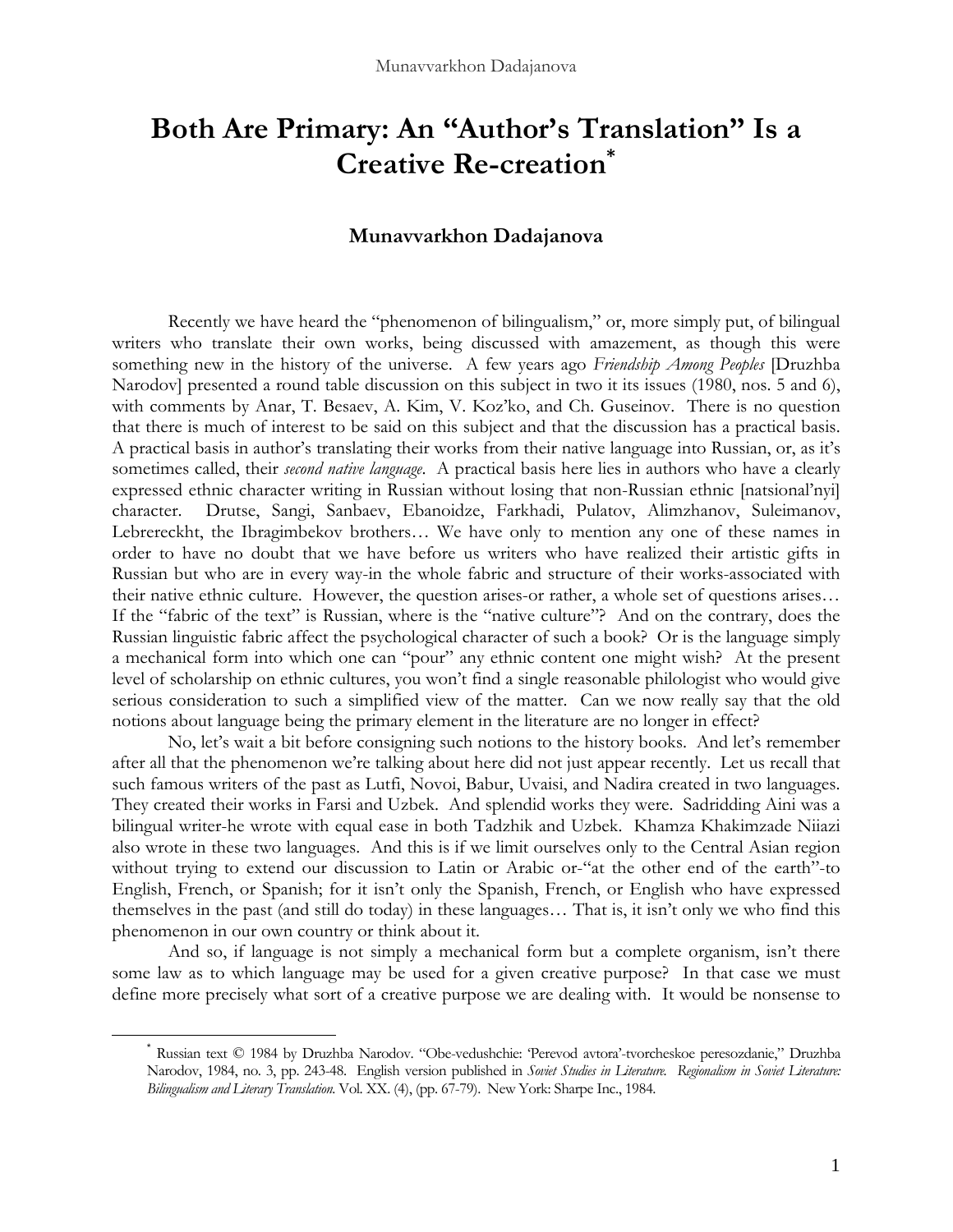# Both Are Primary: An "Author's Translation" Is a Creative Re-creation*

### Munavvarkhon Dadajanova

Recently we have heard the "phenomenon of bilingualism," or, more simply put, of bilingual writers who translate their own works, being discussed with amazement, as though this were something new in the history of the universe. A few years ago *Friendship Among Peoples* [Druzhba Narodov] presented a round table discussion on this subject in two it its issues (1980, nos. 5 and 6), with comments by Anar, T. Besaev, A. Kim, V. Koz'ko, and Ch. Guseinov. There is no question that there is much of interest to be said on this subject and that the discussion has a practical basis. A practical basis in author's translating their works from their native language into Russian, or, as it's sometimes called, their *second native language*. A practical basis here lies in authors who have a clearly expressed ethnic character writing in Russian without losing that non-Russian ethnic [natsional'nyi] character. Drutse, Sangi, Sanbaev, Ebanoidze, Farkhadi, Pulatov, Alimzhanov, Suleimanov, Lebrereckht, the Ibragimbekov brothers… We have only to mention any one of these names in order to have no doubt that we have before us writers who have realized their artistic gifts in Russian but who are in every way-in the whole fabric and structure of their works-associated with their native ethnic culture. However, the question arises-or rather, a whole set of questions arises… If the "fabric of the text" is Russian, where is the "native culture"? And on the contrary, does the Russian linguistic fabric affect the psychological character of such a book? Or is the language simply a mechanical form into which one can "pour" any ethnic content one might wish? At the present level of scholarship on ethnic cultures, you won't find a single reasonable philologist who would give serious consideration to such a simplified view of the matter. Can we now really say that the old notions about language being the primary element in the literature are no longer in effect?

No, let's wait a bit before consigning such notions to the history books. And let's remember after all that the phenomenon we're talking about here did not just appear recently. Let us recall that such famous writers of the past as Lutfi, Novoi, Babur, Uvaisi, and Nadira created in two languages. They created their works in Farsi and Uzbek. And splendid works they were. Sadridding Aini was a bilingual writer-he wrote with equal ease in both Tadzhik and Uzbek. Khamza Khakimzade Niiazi also wrote in these two languages. And this is if we limit ourselves only to the Central Asian region without trying to extend our discussion to Latin or Arabic or-"at the other end of the earth"-to English, French, or Spanish; for it isn't only the Spanish, French, or English who have expressed themselves in the past (and still do today) in these languages… That is, it isn't only we who find this phenomenon in our own country or think about it.

And so, if language is not simply a mechanical form but a complete organism, isn't there some law as to which language may be used for a given creative purpose? In that case we must define more precisely what sort of a creative purpose we are dealing with. It would be nonsense to

---

* Russian text © 1984 by Druzhba Narodov. "Obe-vedushchie: 'Perevod avtora'-tvorcheskoe peresozdanie," Druzhba Narodov, 1984, no. 3, pp. 243-48. English version published in *Soviet Studies in Literature. Regionalism in Soviet Literature: Bilingualism and Literary Translation.* Vol. XX. (4), (pp. 67-79). New York: Sharpe Inc., 1984.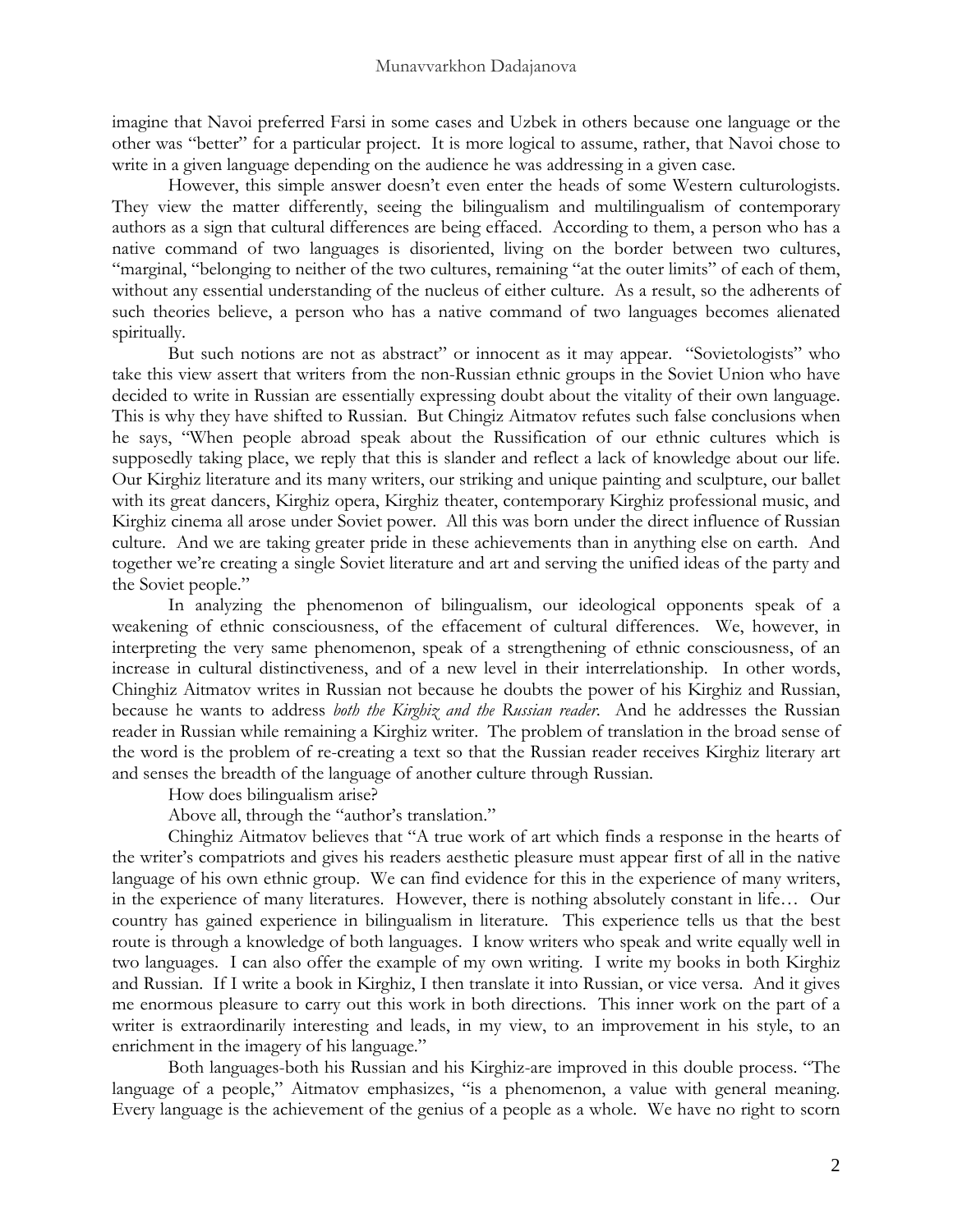imagine that Navoi preferred Farsi in some cases and Uzbek in others because one language or the other was "better" for a particular project. It is more logical to assume, rather, that Navoi chose to write in a given language depending on the audience he was addressing in a given case.

However, this simple answer doesn't even enter the heads of some Western culturologists. They view the matter differently, seeing the bilingualism and multilingualism of contemporary authors as a sign that cultural differences are being effaced. According to them, a person who has a native command of two languages is disoriented, living on the border between two cultures, "marginal, "belonging to neither of the two cultures, remaining "at the outer limits" of each of them, without any essential understanding of the nucleus of either culture. As a result, so the adherents of such theories believe, a person who has a native command of two languages becomes alienated spiritually.

But such notions are not as abstract" or innocent as it may appear. "Sovietologists" who take this view assert that writers from the non-Russian ethnic groups in the Soviet Union who have decided to write in Russian are essentially expressing doubt about the vitality of their own language. This is why they have shifted to Russian. But Chingiz Aitmatov refutes such false conclusions when he says, "When people abroad speak about the Russification of our ethnic cultures which is supposedly taking place, we reply that this is slander and reflect a lack of knowledge about our life. Our Kirghiz literature and its many writers, our striking and unique painting and sculpture, our ballet with its great dancers, Kirghiz opera, Kirghiz theater, contemporary Kirghiz professional music, and Kirghiz cinema all arose under Soviet power. All this was born under the direct influence of Russian culture. And we are taking greater pride in these achievements than in anything else on earth. And together we're creating a single Soviet literature and art and serving the unified ideas of the party and the Soviet people."

In analyzing the phenomenon of bilingualism, our ideological opponents speak of a weakening of ethnic consciousness, of the effacement of cultural differences. We, however, in interpreting the very same phenomenon, speak of a strengthening of ethnic consciousness, of an increase in cultural distinctiveness, and of a new level in their interrelationship. In other words, Chinghiz Aitmatov writes in Russian not because he doubts the power of his Kirghiz and Russian, because he wants to address *both the Kirghiz and the Russian reader*. And he addresses the Russian reader in Russian while remaining a Kirghiz writer. The problem of translation in the broad sense of the word is the problem of re-creating a text so that the Russian reader receives Kirghiz literary art and senses the breadth of the language of another culture through Russian.

How does bilingualism arise?

Above all, through the "author's translation."

Chinghiz Aitmatov believes that "A true work of art which finds a response in the hearts of the writer's compatriots and gives his readers aesthetic pleasure must appear first of all in the native language of his own ethnic group. We can find evidence for this in the experience of many writers, in the experience of many literatures. However, there is nothing absolutely constant in life… Our country has gained experience in bilingualism in literature. This experience tells us that the best route is through a knowledge of both languages. I know writers who speak and write equally well in two languages. I can also offer the example of my own writing. I write my books in both Kirghiz and Russian. If I write a book in Kirghiz, I then translate it into Russian, or vice versa. And it gives me enormous pleasure to carry out this work in both directions. This inner work on the part of a writer is extraordinarily interesting and leads, in my view, to an improvement in his style, to an enrichment in the imagery of his language."

Both languages-both his Russian and his Kirghiz-are improved in this double process. "The language of a people," Aitmatov emphasizes, "is a phenomenon, a value with general meaning. Every language is the achievement of the genius of a people as a whole. We have no right to scorn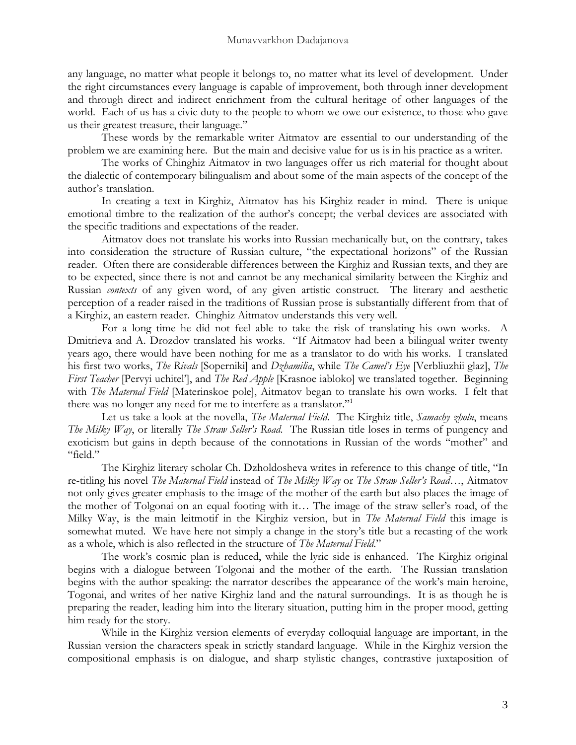any language, no matter what people it belongs to, no matter what its level of development. Under the right circumstances every language is capable of improvement, both through inner development and through direct and indirect enrichment from the cultural heritage of other languages of the world. Each of us has a civic duty to the people to whom we owe our existence, to those who gave us their greatest treasure, their language."

These words by the remarkable writer Aitmatov are essential to our understanding of the problem we are examining here. But the main and decisive value for us is in his practice as a writer.

The works of Chinghiz Aitmatov in two languages offer us rich material for thought about the dialectic of contemporary bilingualism and about some of the main aspects of the concept of the author's translation.

In creating a text in Kirghiz, Aitmatov has his Kirghiz reader in mind. There is unique emotional timbre to the realization of the author's concept; the verbal devices are associated with the specific traditions and expectations of the reader.

Aitmatov does not translate his works into Russian mechanically but, on the contrary, takes into consideration the structure of Russian culture, "the expectational horizons" of the Russian reader. Often there are considerable differences between the Kirghiz and Russian texts, and they are to be expected, since there is not and cannot be any mechanical similarity between the Kirghiz and Russian *contexts* of any given word, of any given artistic construct. The literary and aesthetic perception of a reader raised in the traditions of Russian prose is substantially different from that of a Kirghiz, an eastern reader. Chinghiz Aitmatov understands this very well.

For a long time he did not feel able to take the risk of translating his own works. A Dmitrieva and A. Drozdov translated his works. "If Aitmatov had been a bilingual writer twenty years ago, there would have been nothing for me as a translator to do with his works. I translated his first two works, *The Rivals* [Soperniki] and *Dzhamilia*, while *The Camel's Eye* [Verbliuzhii glaz], *The First Teacher* [Pervyi uchitel'], and *The Red Apple* [Krasnoe iabloko] we translated together. Beginning with *The Maternal Field* [Materinskoe pole], Aitmatov began to translate his own works. I felt that there was no longer any need for me to interfere as a translator."[1]

Let us take a look at the novella, *The Maternal Field*. The Kirghiz title, *Samachy zholu*, means *The Milky Way*, or literally *The Straw Seller's Road*. The Russian title loses in terms of pungency and exoticism but gains in depth because of the connotations in Russian of the words "mother" and "field."

The Kirghiz literary scholar Ch. Dzholdosheva writes in reference to this change of title, "In re-titling his novel *The Maternal Field* instead of *The Milky Way* or *The Straw Seller's Road*…, Aitmatov not only gives greater emphasis to the image of the mother of the earth but also places the image of the mother of Tolgonai on an equal footing with it… The image of the straw seller's road, of the Milky Way, is the main leitmotif in the Kirghiz version, but in *The Maternal Field* this image is somewhat muted. We have here not simply a change in the story's title but a recasting of the work as a whole, which is also reflected in the structure of *The Maternal Field*."

The work's cosmic plan is reduced, while the lyric side is enhanced. The Kirghiz original begins with a dialogue between Tolgonai and the mother of the earth. The Russian translation begins with the author speaking: the narrator describes the appearance of the work's main heroine, Togonai, and writes of her native Kirghiz land and the natural surroundings. It is as though he is preparing the reader, leading him into the literary situation, putting him in the proper mood, getting him ready for the story.

While in the Kirghiz version elements of everyday colloquial language are important, in the Russian version the characters speak in strictly standard language. While in the Kirghiz version the compositional emphasis is on dialogue, and sharp stylistic changes, contrastive juxtaposition of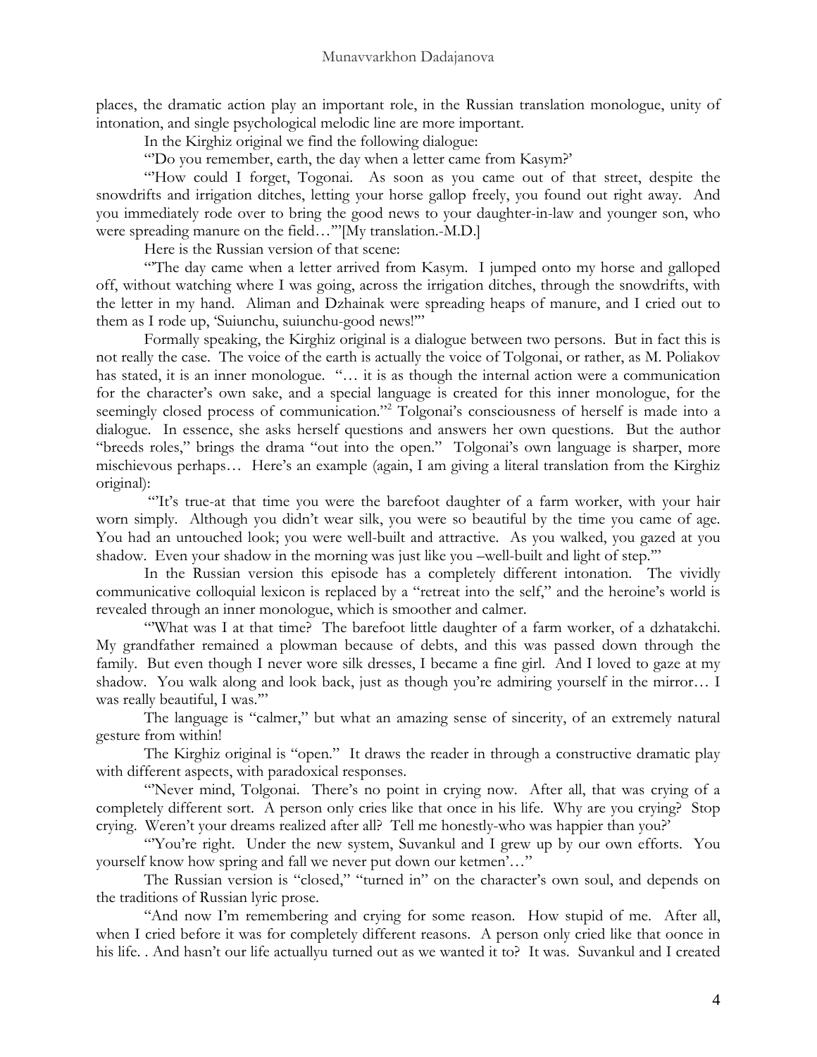places, the dramatic action play an important role, in the Russian translation monologue, unity of intonation, and single psychological melodic line are more important.

In the Kirghiz original we find the following dialogue:

"'Do you remember, earth, the day when a letter came from Kasym?'

"'How could I forget, Togonai. As soon as you came out of that street, despite the snowdrifts and irrigation ditches, letting your horse gallop freely, you found out right away. And you immediately rode over to bring the good news to your daughter-in-law and younger son, who were spreading manure on the field…'"[My translation.-M.D.]

Here is the Russian version of that scene:

"'The day came when a letter arrived from Kasym. I jumped onto my horse and galloped off, without watching where I was going, across the irrigation ditches, through the snowdrifts, with the letter in my hand. Aliman and Dzhainak were spreading heaps of manure, and I cried out to them as I rode up, 'Suiunchu, suiunchu-good news!'"

Formally speaking, the Kirghiz original is a dialogue between two persons. But in fact this is not really the case. The voice of the earth is actually the voice of Tolgonai, or rather, as M. Poliakov has stated, it is an inner monologue. "… it is as though the internal action were a communication for the character's own sake, and a special language is created for this inner monologue, for the seemingly closed process of communication."[2] Tolgonai's consciousness of herself is made into a dialogue. In essence, she asks herself questions and answers her own questions. But the author "breeds roles," brings the drama "out into the open." Tolgonai's own language is sharper, more mischievous perhaps… Here's an example (again, I am giving a literal translation from the Kirghiz original):

"'It's true-at that time you were the barefoot daughter of a farm worker, with your hair worn simply. Although you didn't wear silk, you were so beautiful by the time you came of age. You had an untouched look; you were well-built and attractive. As you walked, you gazed at you shadow. Even your shadow in the morning was just like you –well-built and light of step.'"

In the Russian version this episode has a completely different intonation. The vividly communicative colloquial lexicon is replaced by a "retreat into the self," and the heroine's world is revealed through an inner monologue, which is smoother and calmer.

"'What was I at that time? The barefoot little daughter of a farm worker, of a dzhatakchi. My grandfather remained a plowman because of debts, and this was passed down through the family. But even though I never wore silk dresses, I became a fine girl. And I loved to gaze at my shadow. You walk along and look back, just as though you're admiring yourself in the mirror… I was really beautiful, I was.'"

The language is "calmer," but what an amazing sense of sincerity, of an extremely natural gesture from within!

The Kirghiz original is "open." It draws the reader in through a constructive dramatic play with different aspects, with paradoxical responses.

"'Never mind, Tolgonai. There's no point in crying now. After all, that was crying of a completely different sort. A person only cries like that once in his life. Why are you crying? Stop crying. Weren't your dreams realized after all? Tell me honestly-who was happier than you?'

"'You're right. Under the new system, Suvankul and I grew up by our own efforts. You yourself know how spring and fall we never put down our ketmen'…"

The Russian version is "closed," "turned in" on the character's own soul, and depends on the traditions of Russian lyric prose.

"And now I'm remembering and crying for some reason. How stupid of me. After all, when I cried before it was for completely different reasons. A person only cried like that oonce in his life. . And hasn't our life actuallyu turned out as we wanted it to? It was. Suvankul and I created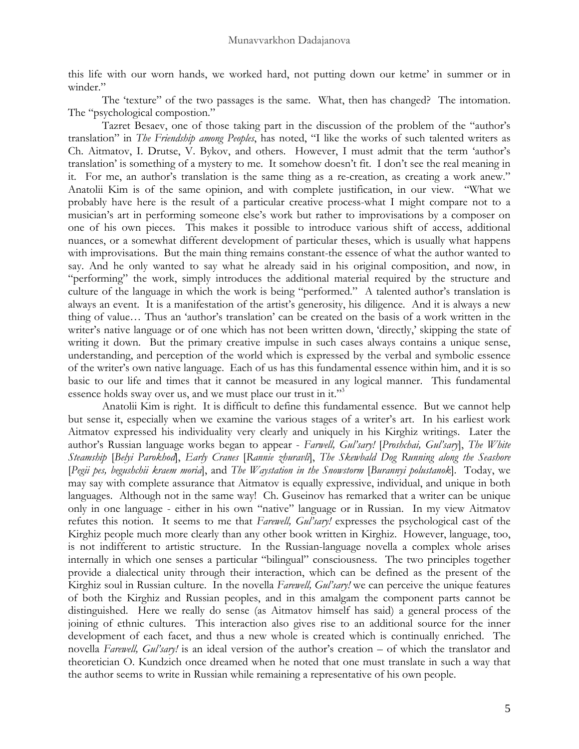this life with our worn hands, we worked hard, not putting down our ketme' in summer or in winder."

The 'texture" of the two passages is the same. What, then has changed? The intomation. The "psychological compostion."

Tazret Besaev, one of those taking part in the discussion of the problem of the "author's translation" in *The Friendship among Peoples*, has noted, "I like the works of such talented writers as Ch. Aitmatov, I. Drutse, V. Bykov, and others. However, I must admit that the term 'author's translation' is something of a mystery to me. It somehow doesn't fit. I don't see the real meaning in it. For me, an author's translation is the same thing as a re-creation, as creating a work anew." Anatolii Kim is of the same opinion, and with complete justification, in our view. "What we probably have here is the result of a particular creative process-what I might compare not to a musician's art in performing someone else's work but rather to improvisations by a composer on one of his own pieces. This makes it possible to introduce various shift of access, additional nuances, or a somewhat different development of particular theses, which is usually what happens with improvisations. But the main thing remains constant-the essence of what the author wanted to say. And he only wanted to say what he already said in his original composition, and now, in "performing" the work, simply introduces the additional material required by the structure and culture of the language in which the work is being "performed." A talented author's translation is always an event. It is a manifestation of the artist's generosity, his diligence. And it is always a new thing of value… Thus an 'author's translation' can be created on the basis of a work written in the writer's native language or of one which has not been written down, 'directly,' skipping the state of writing it down. But the primary creative impulse in such cases always contains a unique sense, understanding, and perception of the world which is expressed by the verbal and symbolic essence of the writer's own native language. Each of us has this fundamental essence within him, and it is so basic to our life and times that it cannot be measured in any logical manner. This fundamental essence holds sway over us, and we must place our trust in it."[3]

Anatolii Kim is right. It is difficult to define this fundamental essence. But we cannot help but sense it, especially when we examine the various stages of a writer's art. In his earliest work Aitmatov expressed his individuality very clearly and uniquely in his Kirghiz writings. Later the author's Russian language works began to appear - *Farwell, Gul'sary!* [*Proshchai, Gul'sary*], *The White Steamship* [*Belyi Parokhod*], *Early Cranes* [*Rannie zhuravli*], *The Skewbald Dog Running along the Seashore* [*Pegii pes, begushchii kraem moria*], and *The Waystation in the Snowstorm* [*Burannyi polustanok*]. Today, we may say with complete assurance that Aitmatov is equally expressive, individual, and unique in both languages. Although not in the same way! Ch. Guseinov has remarked that a writer can be unique only in one language - either in his own "native" language or in Russian. In my view Aitmatov refutes this notion. It seems to me that *Farewell, Gul'sary!* expresses the psychological cast of the Kirghiz people much more clearly than any other book written in Kirghiz. However, language, too, is not indifferent to artistic structure. In the Russian-language novella a complex whole arises internally in which one senses a particular "bilingual" consciousness. The two principles together provide a dialectical unity through their interaction, which can be defined as the present of the Kirghiz soul in Russian culture. In the novella *Farewell, Gul'sary!* we can perceive the unique features of both the Kirghiz and Russian peoples, and in this amalgam the component parts cannot be distinguished. Here we really do sense (as Aitmatov himself has said) a general process of the joining of ethnic cultures. This interaction also gives rise to an additional source for the inner development of each facet, and thus a new whole is created which is continually enriched. The novella *Farewell, Gul'sary!* is an ideal version of the author's creation – of which the translator and theoretician O. Kundzich once dreamed when he noted that one must translate in such a way that the author seems to write in Russian while remaining a representative of his own people.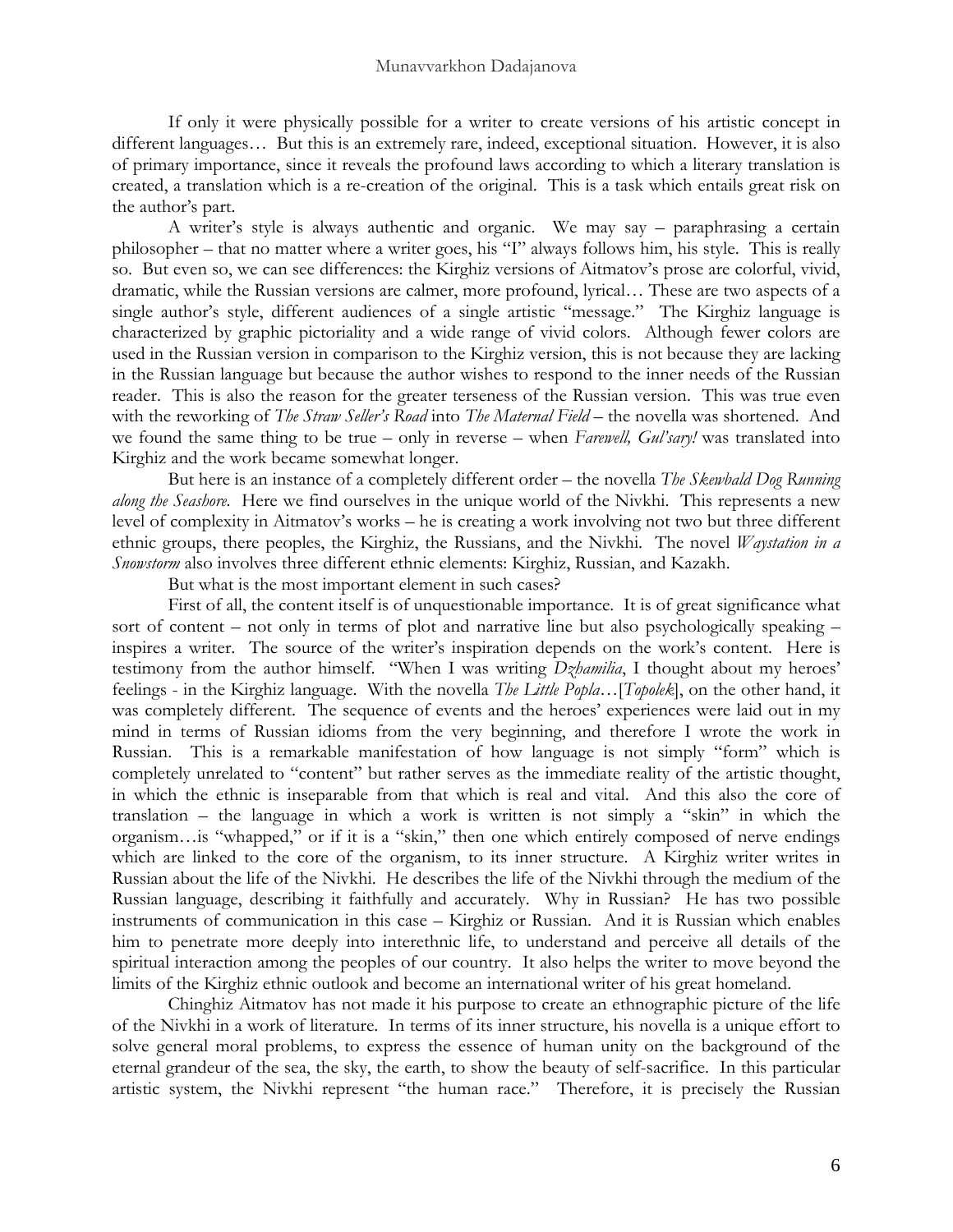If only it were physically possible for a writer to create versions of his artistic concept in different languages… But this is an extremely rare, indeed, exceptional situation. However, it is also of primary importance, since it reveals the profound laws according to which a literary translation is created, a translation which is a re-creation of the original. This is a task which entails great risk on the author's part.

A writer's style is always authentic and organic. We may say – paraphrasing a certain philosopher – that no matter where a writer goes, his "I" always follows him, his style. This is really so. But even so, we can see differences: the Kirghiz versions of Aitmatov's prose are colorful, vivid, dramatic, while the Russian versions are calmer, more profound, lyrical… These are two aspects of a single author's style, different audiences of a single artistic "message." The Kirghiz language is characterized by graphic pictoriality and a wide range of vivid colors. Although fewer colors are used in the Russian version in comparison to the Kirghiz version, this is not because they are lacking in the Russian language but because the author wishes to respond to the inner needs of the Russian reader. This is also the reason for the greater terseness of the Russian version. This was true even with the reworking of *The Straw Seller's Road* into *The Maternal Field* – the novella was shortened. And we found the same thing to be true – only in reverse – when *Farewell, Gul'sary!* was translated into Kirghiz and the work became somewhat longer.

But here is an instance of a completely different order – the novella *The Skewbald Dog Running along the Seashore*. Here we find ourselves in the unique world of the Nivkhi. This represents a new level of complexity in Aitmatov's works – he is creating a work involving not two but three different ethnic groups, there peoples, the Kirghiz, the Russians, and the Nivkhi. The novel *Waystation in a Snowstorm* also involves three different ethnic elements: Kirghiz, Russian, and Kazakh.

But what is the most important element in such cases?

First of all, the content itself is of unquestionable importance. It is of great significance what sort of content – not only in terms of plot and narrative line but also psychologically speaking – inspires a writer. The source of the writer's inspiration depends on the work's content. Here is testimony from the author himself. "When I was writing *Dzhamilia*, I thought about my heroes' feelings - in the Kirghiz language. With the novella *The Little Popla*…[*Topolek*], on the other hand, it was completely different. The sequence of events and the heroes' experiences were laid out in my mind in terms of Russian idioms from the very beginning, and therefore I wrote the work in Russian. This is a remarkable manifestation of how language is not simply "form" which is completely unrelated to "content" but rather serves as the immediate reality of the artistic thought, in which the ethnic is inseparable from that which is real and vital. And this also the core of translation – the language in which a work is written is not simply a "skin" in which the organism…is "whapped," or if it is a "skin," then one which entirely composed of nerve endings which are linked to the core of the organism, to its inner structure. A Kirghiz writer writes in Russian about the life of the Nivkhi. He describes the life of the Nivkhi through the medium of the Russian language, describing it faithfully and accurately. Why in Russian? He has two possible instruments of communication in this case – Kirghiz or Russian. And it is Russian which enables him to penetrate more deeply into interethnic life, to understand and perceive all details of the spiritual interaction among the peoples of our country. It also helps the writer to move beyond the limits of the Kirghiz ethnic outlook and become an international writer of his great homeland.

Chinghiz Aitmatov has not made it his purpose to create an ethnographic picture of the life of the Nivkhi in a work of literature. In terms of its inner structure, his novella is a unique effort to solve general moral problems, to express the essence of human unity on the background of the eternal grandeur of the sea, the sky, the earth, to show the beauty of self-sacrifice. In this particular artistic system, the Nivkhi represent "the human race." Therefore, it is precisely the Russian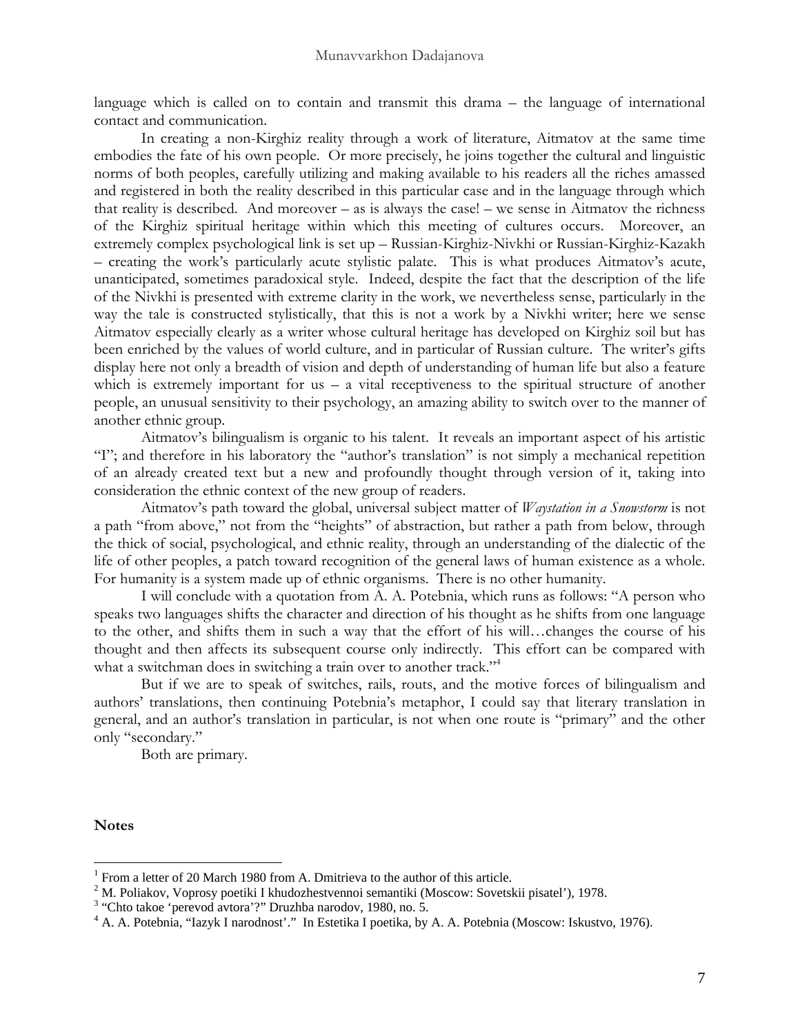language which is called on to contain and transmit this drama – the language of international contact and communication.

In creating a non-Kirghiz reality through a work of literature, Aitmatov at the same time embodies the fate of his own people. Or more precisely, he joins together the cultural and linguistic norms of both peoples, carefully utilizing and making available to his readers all the riches amassed and registered in both the reality described in this particular case and in the language through which that reality is described. And moreover – as is always the case! – we sense in Aitmatov the richness of the Kirghiz spiritual heritage within which this meeting of cultures occurs. Moreover, an extremely complex psychological link is set up – Russian-Kirghiz-Nivkhi or Russian-Kirghiz-Kazakh – creating the work's particularly acute stylistic palate. This is what produces Aitmatov's acute, unanticipated, sometimes paradoxical style. Indeed, despite the fact that the description of the life of the Nivkhi is presented with extreme clarity in the work, we nevertheless sense, particularly in the way the tale is constructed stylistically, that this is not a work by a Nivkhi writer; here we sense Aitmatov especially clearly as a writer whose cultural heritage has developed on Kirghiz soil but has been enriched by the values of world culture, and in particular of Russian culture. The writer's gifts display here not only a breadth of vision and depth of understanding of human life but also a feature which is extremely important for us – a vital receptiveness to the spiritual structure of another people, an unusual sensitivity to their psychology, an amazing ability to switch over to the manner of another ethnic group.

Aitmatov's bilingualism is organic to his talent. It reveals an important aspect of his artistic "I"; and therefore in his laboratory the "author's translation" is not simply a mechanical repetition of an already created text but a new and profoundly thought through version of it, taking into consideration the ethnic context of the new group of readers.

Aitmatov's path toward the global, universal subject matter of *Waystation in a Snowstorm* is not a path "from above," not from the "heights" of abstraction, but rather a path from below, through the thick of social, psychological, and ethnic reality, through an understanding of the dialectic of the life of other peoples, a patch toward recognition of the general laws of human existence as a whole. For humanity is a system made up of ethnic organisms. There is no other humanity.

I will conclude with a quotation from A. A. Potebnia, which runs as follows: "A person who speaks two languages shifts the character and direction of his thought as he shifts from one language to the other, and shifts them in such a way that the effort of his will…changes the course of his thought and then affects its subsequent course only indirectly. This effort can be compared with what a switchman does in switching a train over to another track."[4]

But if we are to speak of switches, rails, routs, and the motive forces of bilingualism and authors' translations, then continuing Potebnia's metaphor, I could say that literary translation in general, and an author's translation in particular, is not when one route is "primary" and the other only "secondary."

Both are primary.

**Notes**

[1] From a letter of 20 March 1980 from A. Dmitrieva to the author of this article.

[2] M. Poliakov, Voprosy poetiki I khudozhestvennoi semantiki (Moscow: Sovetskii pisatel'), 1978.

[3] "Chto takoe 'perevod avtora'?" Druzhba narodov, 1980, no. 5.

[4] A. A. Potebnia, "Iazyk I narodnost'." In Estetika I poetika, by A. A. Potebnia (Moscow: Iskustvo, 1976).